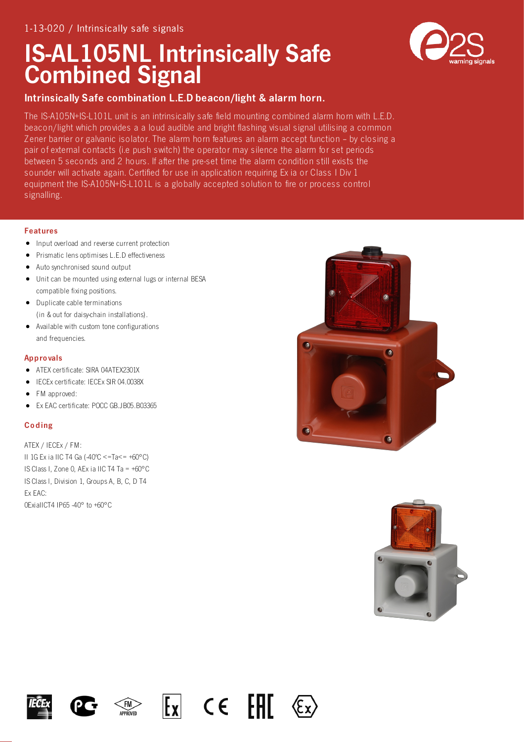1-13-020 / Intrinsically safe signals

# IS-AL105NL Intrinsically Safe Combined Signal

## Intrinsically Safe combination L.E.D beacon/light & alarm horn.

The IS-A105N+IS-L101L unit is an intrinsically safe field mounting combined alarm horn with L.E.D. beacon/light which provides a a loud audible and bright flashing visual signal utilising a common Zener barrier or galvanic isolator. The alarm horn features an alarm accept function – by closing a pair of external contacts (i.e push switch) the operator may silence the alarm for set periods between 5 seconds and 2 hours. If after the pre-set time the alarm condition still exists the sounder will activate again. Certified for use in application requiring Ex ia or Class I Div 1 equipment the IS-A105N+IS-L101L is a globally accepted solution to fire or process control signalling.

### Features

- Input overload and reverse current protection
- Prismatic lens optimises L.E.D effectiveness
- Auto synchronised sound output
- Unit can be mounted using external lugs or internal BESA compatible fixing positions.
- Duplicate cable terminations (in & out for daisy-chain installations).
- Available with custom tone configurations and frequencies.

### Approvals

- ATEX certificate: SIRA 04ATEX2301X
- IECEx certificate: IECEx SIR 04.0038X
- FM approved:
- Ex EAC certificate: POCC GB.JB05.B03365

### Coding

ATEX / IECEx / FM:

II 1G Ex ia IIC T4 Ga (-40°C <=Ta<= +60°C)

IS Class I, Zone 0, AEx ia IIC T4 Ta = +60°C

IS Class I, Division 1, Groups A, B, C, D T4

Ex EAC:

0ExiaIICT4 IP65 -40° to +60°C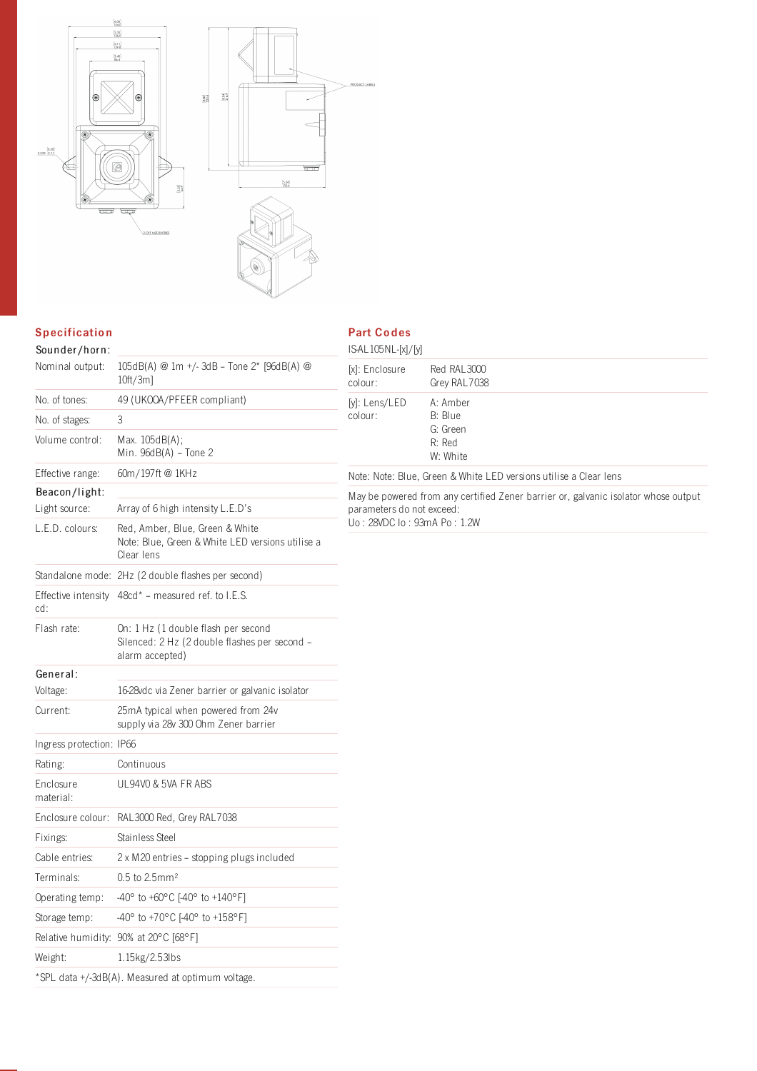## Specification

| Sounder/horn: | |
|---|---|
| Nominal output: | 105dB(A) @ 1m +/- 3dB – Tone 2* [96dB(A) @ 10ft/3m] |
| No. of tones: | 49 (UKOOA/PFEER compliant) |
| No. of stages: | 3 |
| Volume control: | Max. 105dB(A); Min. 96dB(A) – Tone 2 |
| Effective range: | 60m/197ft @ 1KHz |
| **Beacon/light:** | |
| Light source: | Array of 6 high intensity L.E.D's |
| L.E.D. colours: | Red, Amber, Blue, Green & White Note: Blue, Green & White LED versions utilise a Clear lens |
| Standalone mode: | 2Hz (2 double flashes per second) |
| Effective intensity cd: | 48cd* – measured ref. to I.E.S. |
| Flash rate: | On: 1 Hz (1 double flash per second Silenced: 2 Hz (2 double flashes per second – alarm accepted) |
| **General:** | |
| Voltage: | 16-28vdc via Zener barrier or galvanic isolator |
| Current: | 25mA typical when powered from 24v supply via 28v 300 Ohm Zener barrier |
| Ingress protection: | IP66 |
| Rating: | Continuous |
| Enclosure material: | UL94V0 & 5VA FR ABS |
| Enclosure colour: | RAL3000 Red, Grey RAL7038 |
| Fixings: | Stainless Steel |
| Cable entries: | 2 x M20 entries – stopping plugs included |
| Terminals: | 0.5 to 2.5mm² |
| Operating temp: | -40° to +60°C [-40° to +140°F] |
| Storage temp: | -40° to +70°C [-40° to +158°F] |
| Relative humidity: | 90% at 20°C [68°F] |
| Weight: | 1.15kg/2.53lbs |

*SPL data +/-3dB(A). Measured at optimum voltage.

## Part Codes

ISAL105NL-[x]/[y]

| | |
|---|---|
| [x]: Enclosure colour: | Red RAL3000<br>Grey RAL7038 |
| [y]: Lens/LED colour: | A: Amber<br>B: Blue<br>G: Green<br>R: Red<br>W: White |

Note: Note: Blue, Green & White LED versions utilise a Clear lens

May be powered from any certified Zener barrier or, galvanic isolator whose output parameters do not exceed:
Uo : 28VDC Io : 93mA Po : 1.2W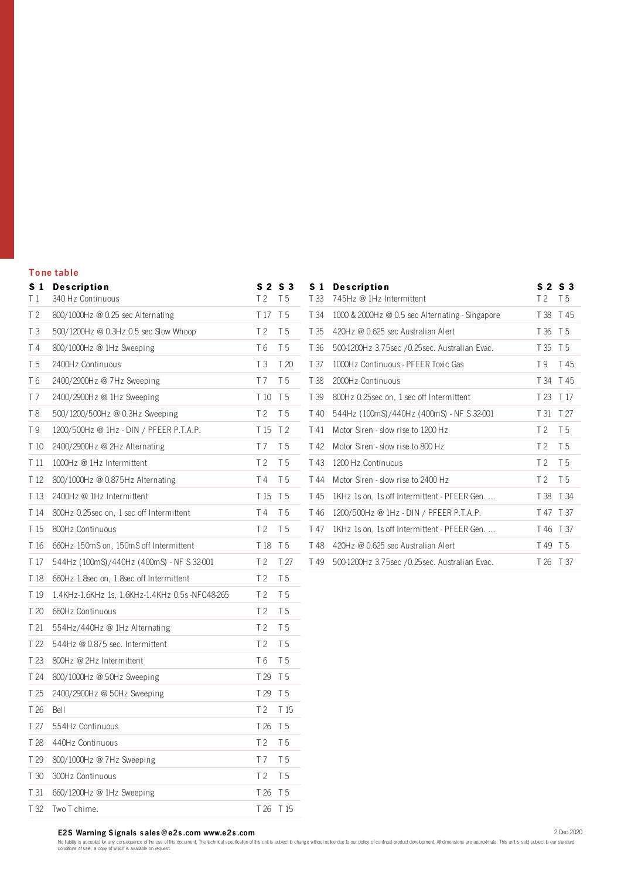## Tone table

| S 1 | Description | S 2 | S 3 |
|---|---|---|---|
| T 1 | 340 Hz Continuous | T 2 | T 5 |
| T 2 | 800/1000Hz @ 0.25 sec Alternating | T 17 | T 5 |
| T 3 | 500/1200Hz @ 0.3Hz 0.5 sec Slow Whoop | T 2 | T 5 |
| T 4 | 800/1000Hz @ 1Hz Sweeping | T 6 | T 5 |
| T 5 | 2400Hz Continuous | T 3 | T 20 |
| T 6 | 2400/2900Hz @ 7Hz Sweeping | T 7 | T 5 |
| T 7 | 2400/2900Hz @ 1Hz Sweeping | T 10 | T 5 |
| T 8 | 500/1200/500Hz @ 0.3Hz Sweeping | T 2 | T 5 |
| T 9 | 1200/500Hz @ 1Hz - DIN / PFEER P.T.A.P. | T 15 | T 2 |
| T 10 | 2400/2900Hz @ 2Hz Alternating | T 7 | T 5 |
| T 11 | 1000Hz @ 1Hz Intermittent | T 2 | T 5 |
| T 12 | 800/1000Hz @ 0.875Hz Alternating | T 4 | T 5 |
| T 13 | 2400Hz @ 1Hz Intermittent | T 15 | T 5 |
| T 14 | 800Hz 0.25sec on, 1 sec off Intermittent | T 4 | T 5 |
| T 15 | 800Hz Continuous | T 2 | T 5 |
| T 16 | 660Hz 150mS on, 150mS off Intermittent | T 18 | T 5 |
| T 17 | 544Hz (100mS)/440Hz (400mS) - NF S 32-001 | T 2 | T 27 |
| T 18 | 660Hz 1.8sec on, 1.8sec off Intermittent | T 2 | T 5 |
| T 19 | 1.4KHz-1.6KHz 1s, 1.6KHz-1.4KHz 0.5s -NFC48-265 | T 2 | T 5 |
| T 20 | 660Hz Continuous | T 2 | T 5 |
| T 21 | 554Hz/440Hz @ 1Hz Alternating | T 2 | T 5 |
| T 22 | 544Hz @ 0.875 sec. Intermittent | T 2 | T 5 |
| T 23 | 800Hz @ 2Hz Intermittent | T 6 | T 5 |
| T 24 | 800/1000Hz @ 50Hz Sweeping | T 29 | T 5 |
| T 25 | 2400/2900Hz @ 50Hz Sweeping | T 29 | T 5 |
| T 26 | Bell | T 2 | T 15 |
| T 27 | 554Hz Continuous | T 26 | T 5 |
| T 28 | 440Hz Continuous | T 2 | T 5 |
| T 29 | 800/1000Hz @ 7Hz Sweeping | T 7 | T 5 |
| T 30 | 300Hz Continuous | T 2 | T 5 |
| T 31 | 660/1200Hz @ 1Hz Sweeping | T 26 | T 5 |
| T 32 | Two T chime. | T 26 | T 15 |
| T 33 | 745Hz @ 1Hz Intermittent | T 2 | T 5 |
| T 34 | 1000 & 2000Hz @ 0.5 sec Alternating - Singapore | T 38 | T 45 |
| T 35 | 420Hz @ 0.625 sec Australian Alert | T 36 | T 5 |
| T 36 | 500-1200Hz 3.75sec /0.25sec. Australian Evac. | T 35 | T 5 |
| T 37 | 1000Hz Continuous - PFEER Toxic Gas | T 9 | T 45 |
| T 38 | 2000Hz Continuous | T 34 | T 45 |
| T 39 | 800Hz 0.25sec on, 1 sec off Intermittent | T 23 | T 17 |
| T 40 | 544Hz (100mS)/440Hz (400mS) - NF S 32-001 | T 31 | T 27 |
| T 41 | Motor Siren - slow rise to 1200 Hz | T 2 | T 5 |
| T 42 | Motor Siren - slow rise to 800 Hz | T 2 | T 5 |
| T 43 | 1200 Hz Continuous | T 2 | T 5 |
| T 44 | Motor Siren - slow rise to 2400 Hz | T 2 | T 5 |
| T 45 | 1KHz 1s on, 1s off Intermittent - PFEER Gen. ... | T 38 | T 34 |
| T 46 | 1200/500Hz @ 1Hz - DIN / PFEER P.T.A.P. | T 47 | T 37 |
| T 47 | 1KHz 1s on, 1s off Intermittent - PFEER Gen. ... | T 46 | T 37 |
| T 48 | 420Hz @ 0.625 sec Australian Alert | T 49 | T 5 |
| T 49 | 500-1200Hz 3.75sec /0.25sec. Australian Evac. | T 26 | T 37 |

**E2S Warning Signals sales@e2s.com www.e2s.com**

2 Dec 2020

No liability is accepted for any consequence of the use of this document. The technical specification of this unit is subject to change without notice due to our policy of continual product development. All dimensions are approximate. This unit is sold subject to our standard conditions of sale, a copy of which is available on request.